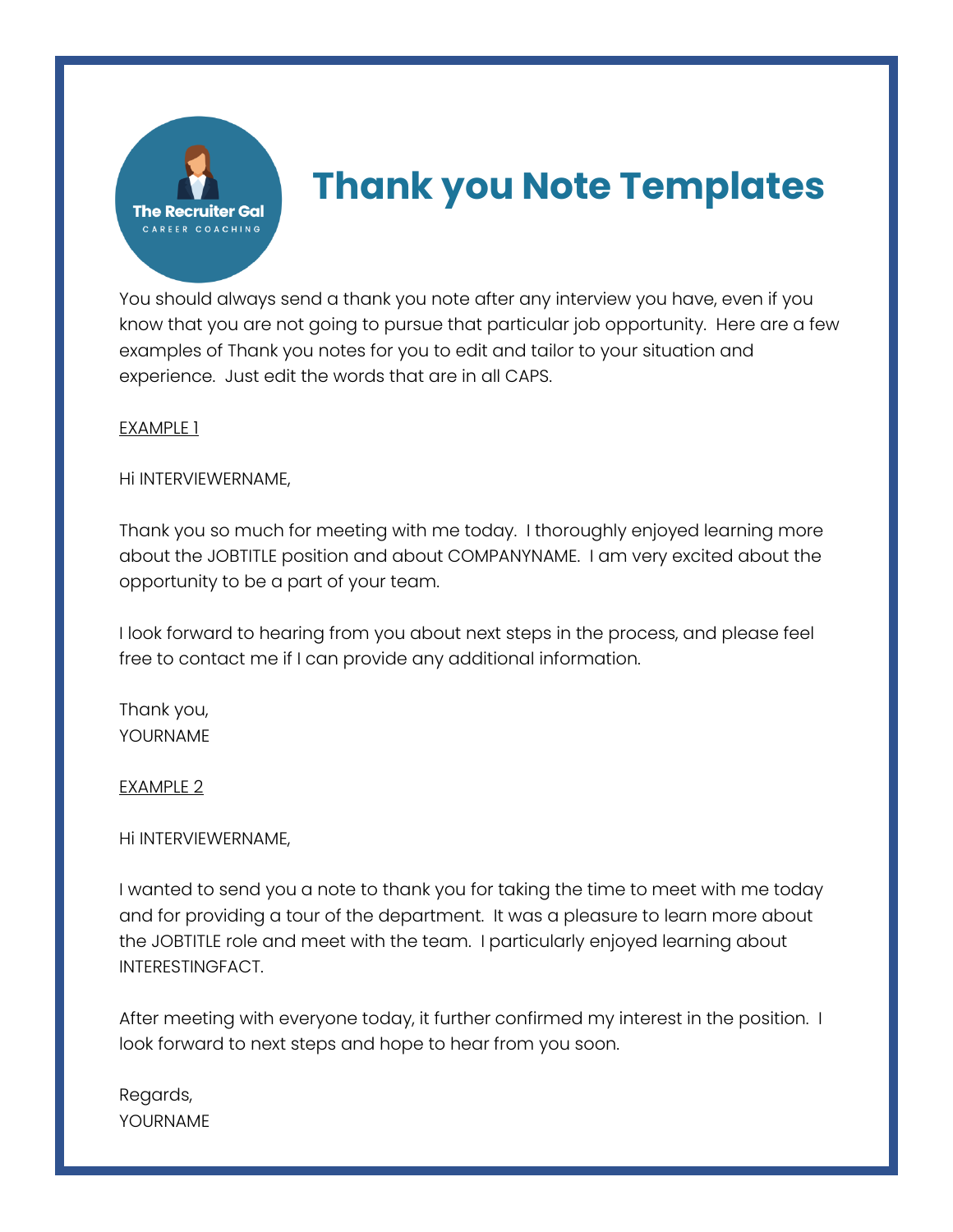# Thank you Note Templates

You should always send a thank you note after any interview you have, even if you know that you are not going to pursue that particular job opportunity. Here are a few examples of Thank you notes for you to edit and tailor to your situation and experience. Just edit the words that are in all CAPS.

<u>EXAMPLE 1</u>

Hi INTERVIEWERNAME,

Thank you so much for meeting with me today. I thoroughly enjoyed learning more about the JOBTITLE position and about COMPANYNAME. I am very excited about the opportunity to be a part of your team.

I look forward to hearing from you about next steps in the process, and please feel free to contact me if I can provide any additional information.

Thank you,
YOURNAME

<u>EXAMPLE 2</u>

Hi INTERVIEWERNAME,

I wanted to send you a note to thank you for taking the time to meet with me today and for providing a tour of the department. It was a pleasure to learn more about the JOBTITLE role and meet with the team. I particularly enjoyed learning about INTERESTINGFACT.

After meeting with everyone today, it further confirmed my interest in the position. I look forward to next steps and hope to hear from you soon.

Regards,
YOURNAME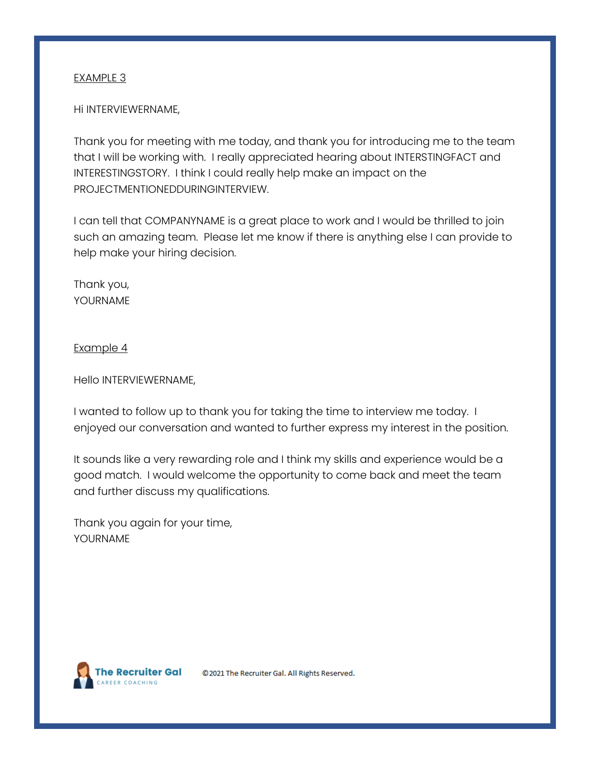<u>EXAMPLE 3</u>

Hi INTERVIEWERNAME,

Thank you for meeting with me today, and thank you for introducing me to the team that I will be working with. I really appreciated hearing about INTERSTINGFACT and INTERESTINGSTORY. I think I could really help make an impact on the PROJECTMENTIONEDDURINGINTERVIEW.

I can tell that COMPANYNAME is a great place to work and I would be thrilled to join such an amazing team. Please let me know if there is anything else I can provide to help make your hiring decision.

Thank you,
YOURNAME

<u>Example 4</u>

Hello INTERVIEWERNAME,

I wanted to follow up to thank you for taking the time to interview me today. I enjoyed our conversation and wanted to further express my interest in the position.

It sounds like a very rewarding role and I think my skills and experience would be a good match. I would welcome the opportunity to come back and meet the team and further discuss my qualifications.

Thank you again for your time,
YOURNAME